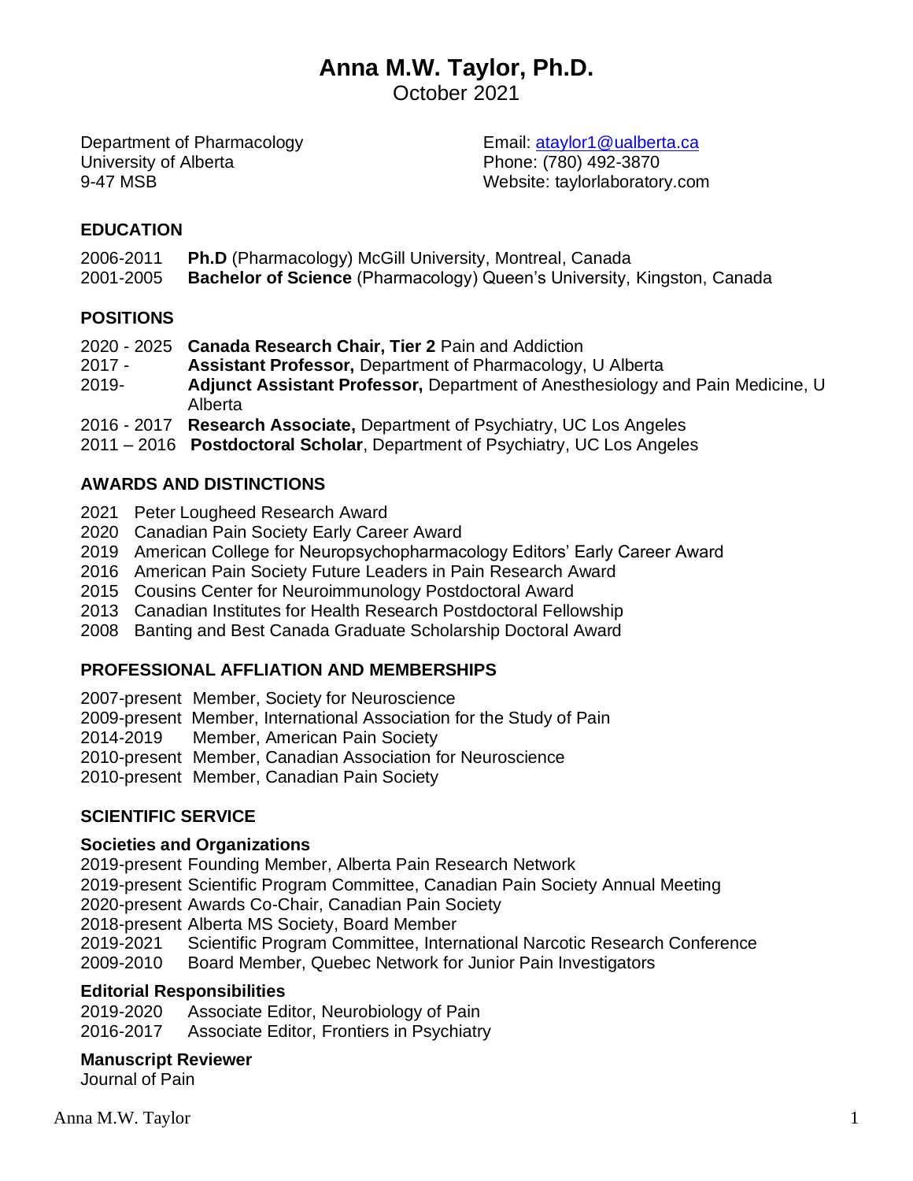# Anna M.W. Taylor, Ph.D.

October 2021

Department of Pharmacology
University of Alberta
9-47 MSB

Email: ataylor1@ualberta.ca
Phone: (780) 492-3870
Website: taylorlaboratory.com

## EDUCATION

2006-2011 **Ph.D** (Pharmacology) McGill University, Montreal, Canada
2001-2005 **Bachelor of Science** (Pharmacology) Queen's University, Kingston, Canada

## POSITIONS

2020 - 2025 **Canada Research Chair, Tier 2** Pain and Addiction
2017 - **Assistant Professor,** Department of Pharmacology, U Alberta
2019- **Adjunct Assistant Professor,** Department of Anesthesiology and Pain Medicine, U Alberta
2016 - 2017 **Research Associate,** Department of Psychiatry, UC Los Angeles
2011 – 2016 **Postdoctoral Scholar**, Department of Psychiatry, UC Los Angeles

## AWARDS AND DISTINCTIONS

2021 Peter Lougheed Research Award
2020 Canadian Pain Society Early Career Award
2019 American College for Neuropsychopharmacology Editors' Early Career Award
2016 American Pain Society Future Leaders in Pain Research Award
2015 Cousins Center for Neuroimmunology Postdoctoral Award
2013 Canadian Institutes for Health Research Postdoctoral Fellowship
2008 Banting and Best Canada Graduate Scholarship Doctoral Award

## PROFESSIONAL AFFLIATION AND MEMBERSHIPS

2007-present Member, Society for Neuroscience
2009-present Member, International Association for the Study of Pain
2014-2019 Member, American Pain Society
2010-present Member, Canadian Association for Neuroscience
2010-present Member, Canadian Pain Society

## SCIENTIFIC SERVICE

### Societies and Organizations

2019-present Founding Member, Alberta Pain Research Network
2019-present Scientific Program Committee, Canadian Pain Society Annual Meeting
2020-present Awards Co-Chair, Canadian Pain Society
2018-present Alberta MS Society, Board Member
2019-2021 Scientific Program Committee, International Narcotic Research Conference
2009-2010 Board Member, Quebec Network for Junior Pain Investigators

### Editorial Responsibilities

2019-2020 Associate Editor, Neurobiology of Pain
2016-2017 Associate Editor, Frontiers in Psychiatry

### Manuscript Reviewer

Journal of Pain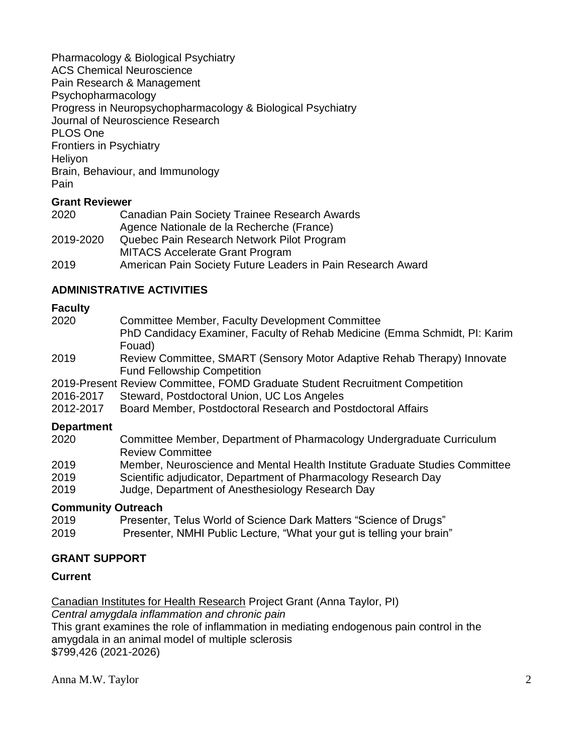Pharmacology & Biological Psychiatry
ACS Chemical Neuroscience
Pain Research & Management
Psychopharmacology
Progress in Neuropsychopharmacology & Biological Psychiatry
Journal of Neuroscience Research
PLOS One
Frontiers in Psychiatry
Heliyon
Brain, Behaviour, and Immunology
Pain

**Grant Reviewer**

| | |
|---|---|
| 2020 | Canadian Pain Society Trainee Research Awards |
| | Agence Nationale de la Recherche (France) |
| 2019-2020 | Quebec Pain Research Network Pilot Program |
| | MITACS Accelerate Grant Program |
| 2019 | American Pain Society Future Leaders in Pain Research Award |

## ADMINISTRATIVE ACTIVITIES

**Faculty**

| | |
|---|---|
| 2020 | Committee Member, Faculty Development Committee |
| | PhD Candidacy Examiner, Faculty of Rehab Medicine (Emma Schmidt, PI: Karim Fouad) |
| 2019 | Review Committee, SMART (Sensory Motor Adaptive Rehab Therapy) Innovate Fund Fellowship Competition |
| 2019-Present | Review Committee, FOMD Graduate Student Recruitment Competition |
| 2016-2017 | Steward, Postdoctoral Union, UC Los Angeles |
| 2012-2017 | Board Member, Postdoctoral Research and Postdoctoral Affairs |

**Department**

| | |
|---|---|
| 2020 | Committee Member, Department of Pharmacology Undergraduate Curriculum Review Committee |
| 2019 | Member, Neuroscience and Mental Health Institute Graduate Studies Committee |
| 2019 | Scientific adjudicator, Department of Pharmacology Research Day |
| 2019 | Judge, Department of Anesthesiology Research Day |

**Community Outreach**

| | |
|---|---|
| 2019 | Presenter, Telus World of Science Dark Matters "Science of Drugs" |
| 2019 | Presenter, NMHI Public Lecture, "What your gut is telling your brain" |

## GRANT SUPPORT

**Current**

Canadian Institutes for Health Research Project Grant (Anna Taylor, PI)
*Central amygdala inflammation and chronic pain*
This grant examines the role of inflammation in mediating endogenous pain control in the amygdala in an animal model of multiple sclerosis
$799,426 (2021-2026)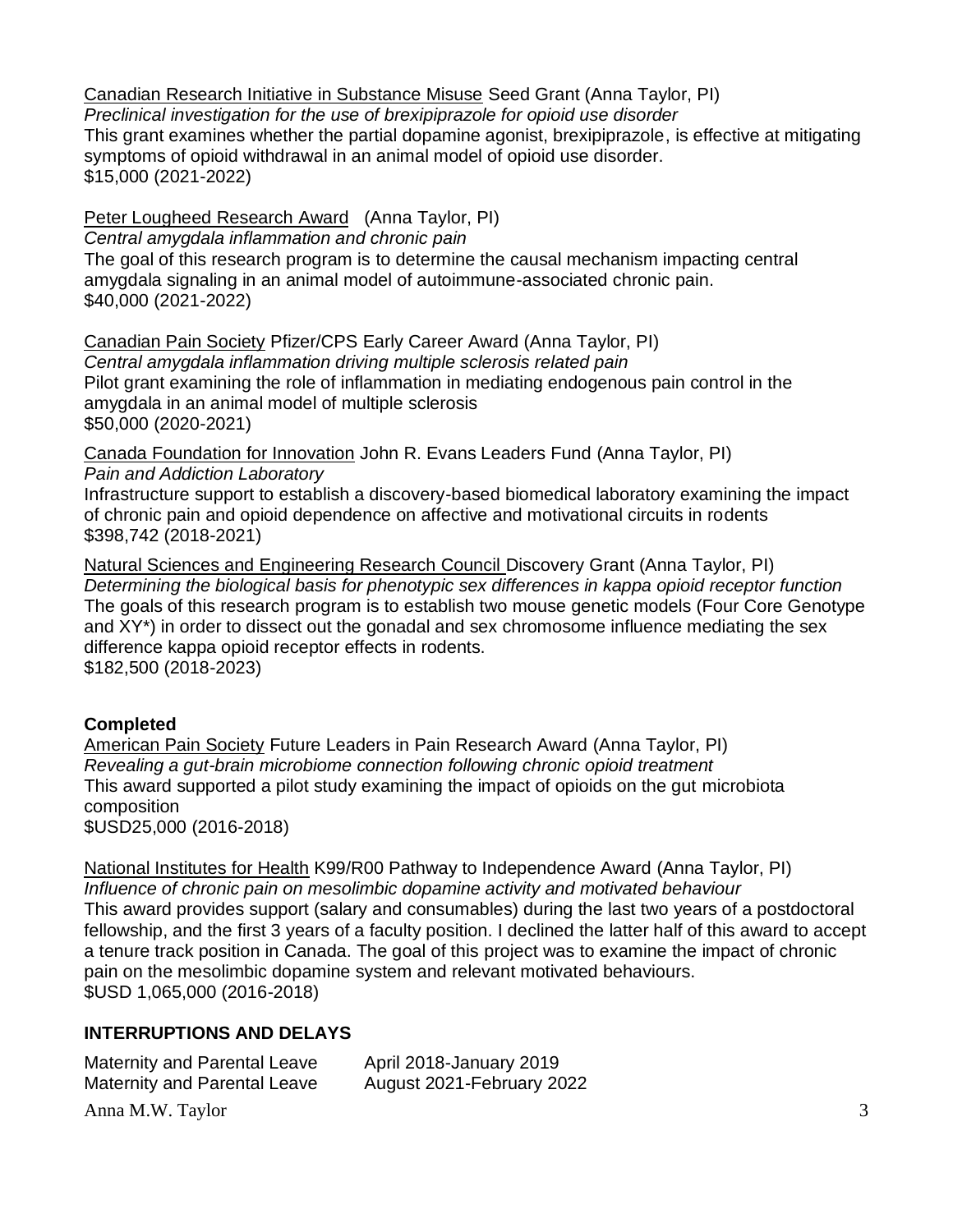Canadian Research Initiative in Substance Misuse Seed Grant (Anna Taylor, PI)
*Preclinical investigation for the use of brexipiprazole for opioid use disorder*
This grant examines whether the partial dopamine agonist, brexipiprazole, is effective at mitigating symptoms of opioid withdrawal in an animal model of opioid use disorder.
$15,000 (2021-2022)

Peter Lougheed Research Award (Anna Taylor, PI)
*Central amygdala inflammation and chronic pain*
The goal of this research program is to determine the causal mechanism impacting central amygdala signaling in an animal model of autoimmune-associated chronic pain.
$40,000 (2021-2022)

Canadian Pain Society Pfizer/CPS Early Career Award (Anna Taylor, PI)
*Central amygdala inflammation driving multiple sclerosis related pain*
Pilot grant examining the role of inflammation in mediating endogenous pain control in the amygdala in an animal model of multiple sclerosis
$50,000 (2020-2021)

Canada Foundation for Innovation John R. Evans Leaders Fund (Anna Taylor, PI)
*Pain and Addiction Laboratory*
Infrastructure support to establish a discovery-based biomedical laboratory examining the impact of chronic pain and opioid dependence on affective and motivational circuits in rodents
$398,742 (2018-2021)

Natural Sciences and Engineering Research Council Discovery Grant (Anna Taylor, PI)
*Determining the biological basis for phenotypic sex differences in kappa opioid receptor function*
The goals of this research program is to establish two mouse genetic models (Four Core Genotype and XY*) in order to dissect out the gonadal and sex chromosome influence mediating the sex difference kappa opioid receptor effects in rodents.
$182,500 (2018-2023)

**Completed**

American Pain Society Future Leaders in Pain Research Award (Anna Taylor, PI)
*Revealing a gut-brain microbiome connection following chronic opioid treatment*
This award supported a pilot study examining the impact of opioids on the gut microbiota composition
$USD25,000 (2016-2018)

National Institutes for Health K99/R00 Pathway to Independence Award (Anna Taylor, PI)
*Influence of chronic pain on mesolimbic dopamine activity and motivated behaviour*
This award provides support (salary and consumables) during the last two years of a postdoctoral fellowship, and the first 3 years of a faculty position. I declined the latter half of this award to accept a tenure track position in Canada. The goal of this project was to examine the impact of chronic pain on the mesolimbic dopamine system and relevant motivated behaviours.
$USD 1,065,000 (2016-2018)

## INTERRUPTIONS AND DELAYS

Maternity and Parental Leave April 2018-January 2019
Maternity and Parental Leave August 2021-February 2022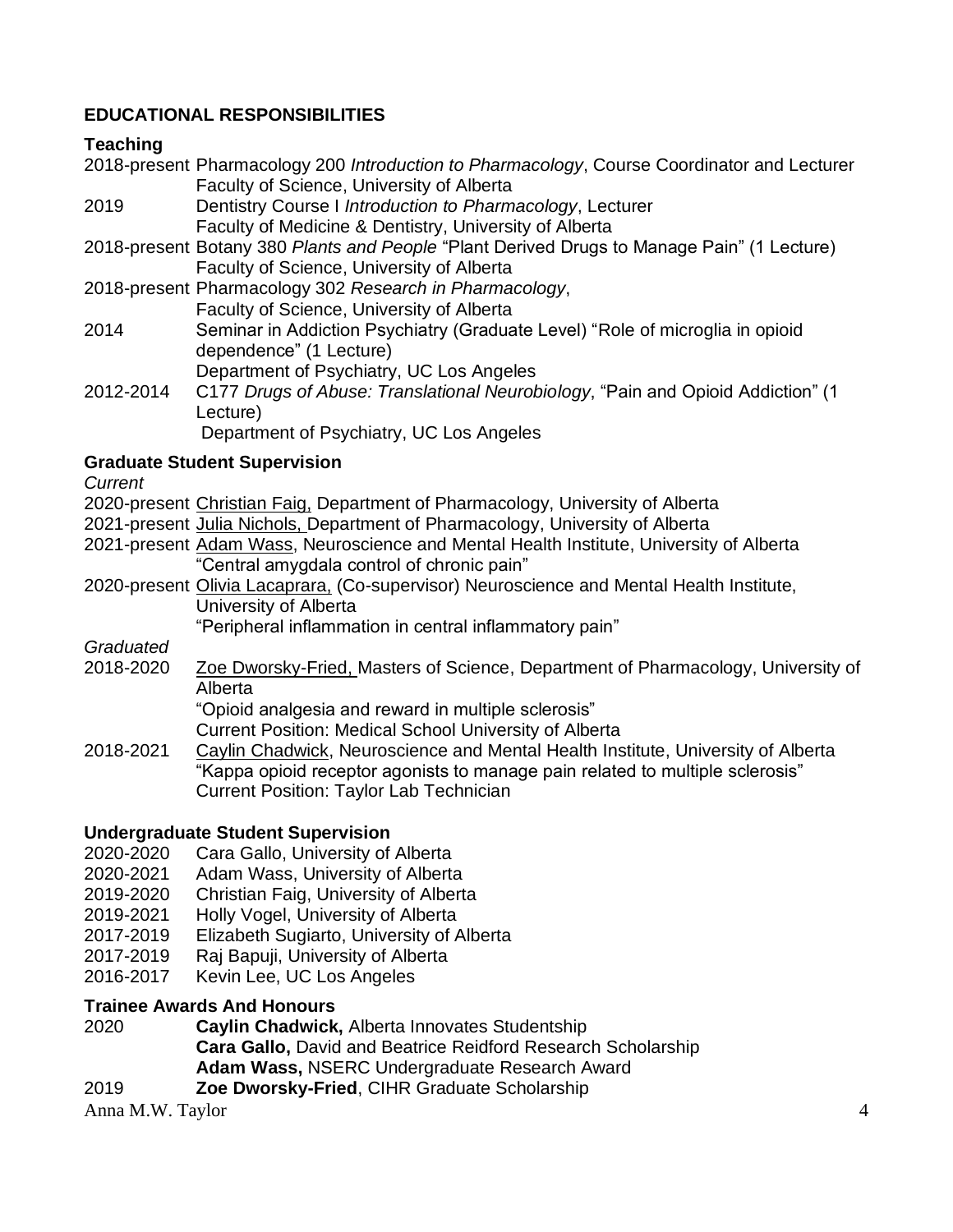## EDUCATIONAL RESPONSIBILITIES

### Teaching

2018-present Pharmacology 200 *Introduction to Pharmacology*, Course Coordinator and Lecturer
Faculty of Science, University of Alberta

2019 Dentistry Course I *Introduction to Pharmacology*, Lecturer
Faculty of Medicine & Dentistry, University of Alberta

2018-present Botany 380 *Plants and People* "Plant Derived Drugs to Manage Pain" (1 Lecture)
Faculty of Science, University of Alberta

2018-present Pharmacology 302 *Research in Pharmacology*,
Faculty of Science, University of Alberta

2014 Seminar in Addiction Psychiatry (Graduate Level) "Role of microglia in opioid dependence" (1 Lecture)
Department of Psychiatry, UC Los Angeles

2012-2014 C177 *Drugs of Abuse: Translational Neurobiology*, "Pain and Opioid Addiction" (1 Lecture)
Department of Psychiatry, UC Los Angeles

### Graduate Student Supervision

*Current*

2020-present <u>Christian Faig,</u> Department of Pharmacology, University of Alberta

2021-present <u>Julia Nichols,</u> Department of Pharmacology, University of Alberta

2021-present <u>Adam Wass</u>, Neuroscience and Mental Health Institute, University of Alberta
"Central amygdala control of chronic pain"

2020-present <u>Olivia Lacaprara,</u> (Co-supervisor) Neuroscience and Mental Health Institute, University of Alberta
"Peripheral inflammation in central inflammatory pain"

*Graduated*

2018-2020 <u>Zoe Dworsky-Fried,</u> Masters of Science, Department of Pharmacology, University of Alberta
"Opioid analgesia and reward in multiple sclerosis"
Current Position: Medical School University of Alberta

2018-2021 <u>Caylin Chadwick</u>, Neuroscience and Mental Health Institute, University of Alberta
"Kappa opioid receptor agonists to manage pain related to multiple sclerosis"
Current Position: Taylor Lab Technician

### Undergraduate Student Supervision

2020-2020 Cara Gallo, University of Alberta
2020-2021 Adam Wass, University of Alberta
2019-2020 Christian Faig, University of Alberta
2019-2021 Holly Vogel, University of Alberta
2017-2019 Elizabeth Sugiarto, University of Alberta
2017-2019 Raj Bapuji, University of Alberta
2016-2017 Kevin Lee, UC Los Angeles

### Trainee Awards And Honours

2020 **Caylin Chadwick,** Alberta Innovates Studentship
**Cara Gallo,** David and Beatrice Reidford Research Scholarship
**Adam Wass,** NSERC Undergraduate Research Award

2019 **Zoe Dworsky-Fried**, CIHR Graduate Scholarship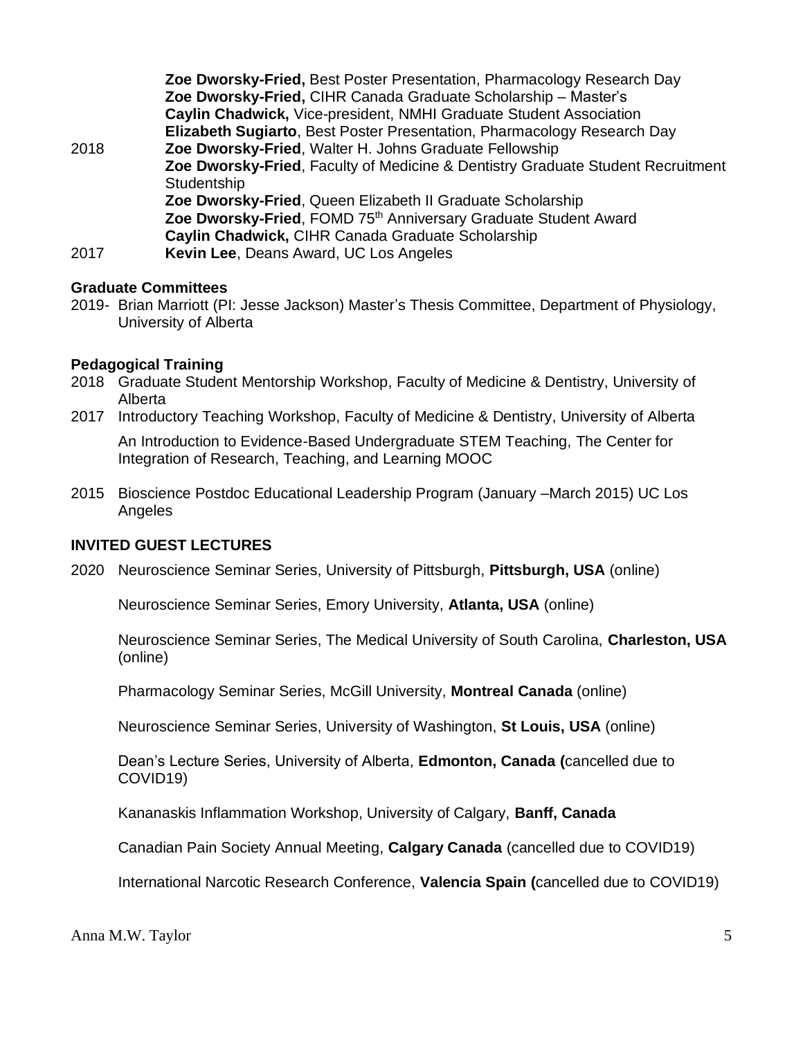**Zoe Dworsky-Fried,** Best Poster Presentation, Pharmacology Research Day
**Zoe Dworsky-Fried,** CIHR Canada Graduate Scholarship – Master's
**Caylin Chadwick,** Vice-president, NMHI Graduate Student Association
**Elizabeth Sugiarto**, Best Poster Presentation, Pharmacology Research Day

2018 **Zoe Dworsky-Fried**, Walter H. Johns Graduate Fellowship
**Zoe Dworsky-Fried**, Faculty of Medicine & Dentistry Graduate Student Recruitment Studentship
**Zoe Dworsky-Fried**, Queen Elizabeth II Graduate Scholarship
**Zoe Dworsky-Fried**, FOMD 75th Anniversary Graduate Student Award
**Caylin Chadwick,** CIHR Canada Graduate Scholarship

2017 **Kevin Lee**, Deans Award, UC Los Angeles

**Graduate Committees**

2019- Brian Marriott (PI: Jesse Jackson) Master's Thesis Committee, Department of Physiology, University of Alberta

**Pedagogical Training**

2018 Graduate Student Mentorship Workshop, Faculty of Medicine & Dentistry, University of Alberta

2017 Introductory Teaching Workshop, Faculty of Medicine & Dentistry, University of Alberta

An Introduction to Evidence-Based Undergraduate STEM Teaching, The Center for Integration of Research, Teaching, and Learning MOOC

2015 Bioscience Postdoc Educational Leadership Program (January –March 2015) UC Los Angeles

## INVITED GUEST LECTURES

2020 Neuroscience Seminar Series, University of Pittsburgh, **Pittsburgh, USA** (online)

Neuroscience Seminar Series, Emory University, **Atlanta, USA** (online)

Neuroscience Seminar Series, The Medical University of South Carolina, **Charleston, USA** (online)

Pharmacology Seminar Series, McGill University, **Montreal Canada** (online)

Neuroscience Seminar Series, University of Washington, **St Louis, USA** (online)

Dean's Lecture Series, University of Alberta, **Edmonton, Canada (**cancelled due to COVID19)

Kananaskis Inflammation Workshop, University of Calgary, **Banff, Canada**

Canadian Pain Society Annual Meeting, **Calgary Canada** (cancelled due to COVID19)

International Narcotic Research Conference, **Valencia Spain (**cancelled due to COVID19)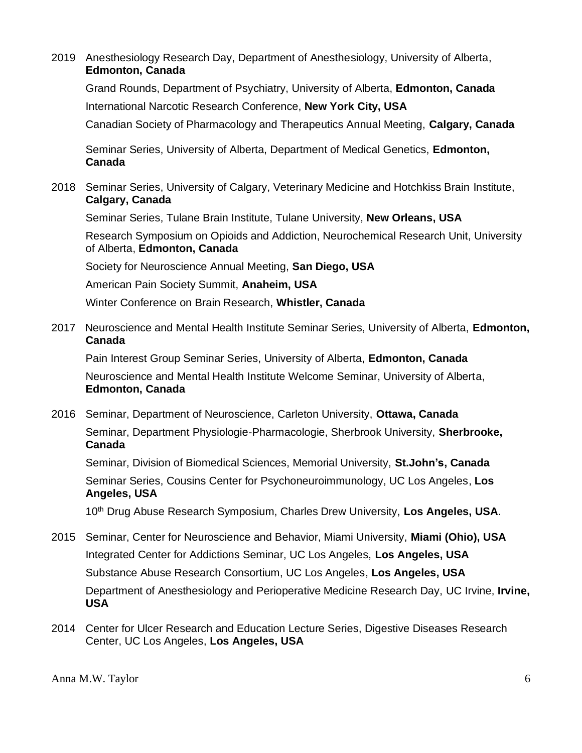2019 Anesthesiology Research Day, Department of Anesthesiology, University of Alberta, **Edmonton, Canada**

Grand Rounds, Department of Psychiatry, University of Alberta, **Edmonton, Canada**

International Narcotic Research Conference, **New York City, USA**

Canadian Society of Pharmacology and Therapeutics Annual Meeting, **Calgary, Canada**

Seminar Series, University of Alberta, Department of Medical Genetics, **Edmonton, Canada**

2018 Seminar Series, University of Calgary, Veterinary Medicine and Hotchkiss Brain Institute, **Calgary, Canada**

Seminar Series, Tulane Brain Institute, Tulane University, **New Orleans, USA**

Research Symposium on Opioids and Addiction, Neurochemical Research Unit, University of Alberta, **Edmonton, Canada**

Society for Neuroscience Annual Meeting, **San Diego, USA**

American Pain Society Summit, **Anaheim, USA**

Winter Conference on Brain Research, **Whistler, Canada**

2017 Neuroscience and Mental Health Institute Seminar Series, University of Alberta, **Edmonton, Canada**

Pain Interest Group Seminar Series, University of Alberta, **Edmonton, Canada**

Neuroscience and Mental Health Institute Welcome Seminar, University of Alberta, **Edmonton, Canada**

2016 Seminar, Department of Neuroscience, Carleton University, **Ottawa, Canada**

Seminar, Department Physiologie-Pharmacologie, Sherbrook University, **Sherbrooke, Canada**

Seminar, Division of Biomedical Sciences, Memorial University, **St.John's, Canada**

Seminar Series, Cousins Center for Psychoneuroimmunology, UC Los Angeles, **Los Angeles, USA**

10th Drug Abuse Research Symposium, Charles Drew University, **Los Angeles, USA**.

2015 Seminar, Center for Neuroscience and Behavior, Miami University, **Miami (Ohio), USA**

Integrated Center for Addictions Seminar, UC Los Angeles, **Los Angeles, USA**

Substance Abuse Research Consortium, UC Los Angeles, **Los Angeles, USA**

Department of Anesthesiology and Perioperative Medicine Research Day, UC Irvine, **Irvine, USA**

2014 Center for Ulcer Research and Education Lecture Series, Digestive Diseases Research Center, UC Los Angeles, **Los Angeles, USA**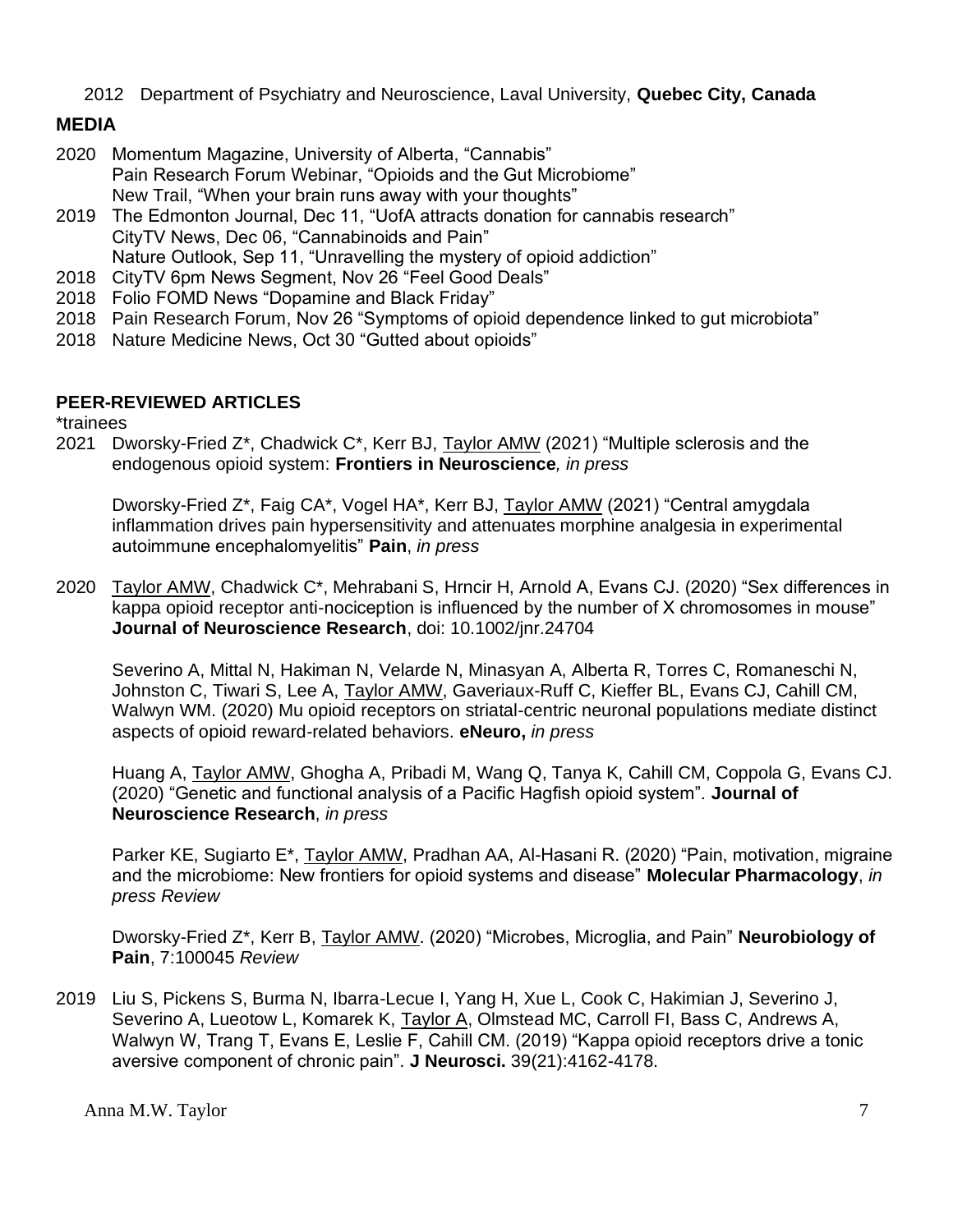2012 Department of Psychiatry and Neuroscience, Laval University, **Quebec City, Canada**

## MEDIA

2020 Momentum Magazine, University of Alberta, "Cannabis"
Pain Research Forum Webinar, "Opioids and the Gut Microbiome"
New Trail, "When your brain runs away with your thoughts"

2019 The Edmonton Journal, Dec 11, "UofA attracts donation for cannabis research"
CityTV News, Dec 06, "Cannabinoids and Pain"
Nature Outlook, Sep 11, "Unravelling the mystery of opioid addiction"

2018 CityTV 6pm News Segment, Nov 26 "Feel Good Deals"

2018 Folio FOMD News "Dopamine and Black Friday"

2018 Pain Research Forum, Nov 26 "Symptoms of opioid dependence linked to gut microbiota"

2018 Nature Medicine News, Oct 30 "Gutted about opioids"

## PEER-REVIEWED ARTICLES

*trainees

2021 Dworsky-Fried Z*, Chadwick C*, Kerr BJ, Taylor AMW (2021) "Multiple sclerosis and the endogenous opioid system: **Frontiers in Neuroscience***, in press*

Dworsky-Fried Z*, Faig CA*, Vogel HA*, Kerr BJ, Taylor AMW (2021) "Central amygdala inflammation drives pain hypersensitivity and attenuates morphine analgesia in experimental autoimmune encephalomyelitis" **Pain**, *in press*

2020 Taylor AMW, Chadwick C*, Mehrabani S, Hrncir H, Arnold A, Evans CJ. (2020) "Sex differences in kappa opioid receptor anti-nociception is influenced by the number of X chromosomes in mouse" **Journal of Neuroscience Research**, doi: 10.1002/jnr.24704

Severino A, Mittal N, Hakiman N, Velarde N, Minasyan A, Alberta R, Torres C, Romaneschi N, Johnston C, Tiwari S, Lee A, Taylor AMW, Gaveriaux-Ruff C, Kieffer BL, Evans CJ, Cahill CM, Walwyn WM. (2020) Mu opioid receptors on striatal-centric neuronal populations mediate distinct aspects of opioid reward-related behaviors. **eNeuro,** *in press*

Huang A, Taylor AMW, Ghogha A, Pribadi M, Wang Q, Tanya K, Cahill CM, Coppola G, Evans CJ. (2020) "Genetic and functional analysis of a Pacific Hagfish opioid system". **Journal of Neuroscience Research**, *in press*

Parker KE, Sugiarto E*, Taylor AMW, Pradhan AA, Al-Hasani R. (2020) "Pain, motivation, migraine and the microbiome: New frontiers for opioid systems and disease" **Molecular Pharmacology**, *in press Review*

Dworsky-Fried Z*, Kerr B, Taylor AMW. (2020) "Microbes, Microglia, and Pain" **Neurobiology of Pain**, 7:100045 *Review*

2019 Liu S, Pickens S, Burma N, Ibarra-Lecue I, Yang H, Xue L, Cook C, Hakimian J, Severino J, Severino A, Lueotow L, Komarek K, Taylor A, Olmstead MC, Carroll FI, Bass C, Andrews A, Walwyn W, Trang T, Evans E, Leslie F, Cahill CM. (2019) "Kappa opioid receptors drive a tonic aversive component of chronic pain". **J Neurosci.** 39(21):4162-4178.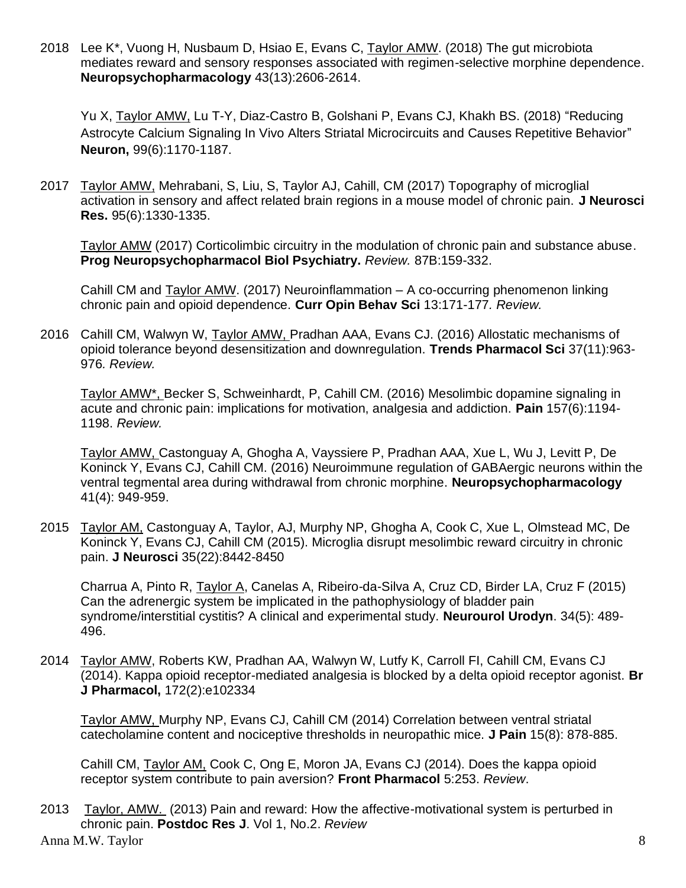2018 Lee K*, Vuong H, Nusbaum D, Hsiao E, Evans C, Taylor AMW. (2018) The gut microbiota mediates reward and sensory responses associated with regimen-selective morphine dependence. **Neuropsychopharmacology** 43(13):2606-2614.

Yu X, Taylor AMW, Lu T-Y, Diaz-Castro B, Golshani P, Evans CJ, Khakh BS. (2018) "Reducing Astrocyte Calcium Signaling In Vivo Alters Striatal Microcircuits and Causes Repetitive Behavior" **Neuron,** 99(6):1170-1187.

2017 Taylor AMW, Mehrabani, S, Liu, S, Taylor AJ, Cahill, CM (2017) Topography of microglial activation in sensory and affect related brain regions in a mouse model of chronic pain. **J Neurosci Res.** 95(6):1330-1335.

Taylor AMW (2017) Corticolimbic circuitry in the modulation of chronic pain and substance abuse. **Prog Neuropsychopharmacol Biol Psychiatry.** *Review.* 87B:159-332.

Cahill CM and Taylor AMW. (2017) Neuroinflammation – A co-occurring phenomenon linking chronic pain and opioid dependence. **Curr Opin Behav Sci** 13:171-177. *Review.*

2016 Cahill CM, Walwyn W, Taylor AMW, Pradhan AAA, Evans CJ. (2016) Allostatic mechanisms of opioid tolerance beyond desensitization and downregulation. **Trends Pharmacol Sci** 37(11):963-976. *Review.*

Taylor AMW*, Becker S, Schweinhardt, P, Cahill CM. (2016) Mesolimbic dopamine signaling in acute and chronic pain: implications for motivation, analgesia and addiction. **Pain** 157(6):1194-1198. *Review.*

Taylor AMW, Castonguay A, Ghogha A, Vayssiere P, Pradhan AAA, Xue L, Wu J, Levitt P, De Koninck Y, Evans CJ, Cahill CM. (2016) Neuroimmune regulation of GABAergic neurons within the ventral tegmental area during withdrawal from chronic morphine. **Neuropsychopharmacology** 41(4): 949-959.

2015 Taylor AM, Castonguay A, Taylor, AJ, Murphy NP, Ghogha A, Cook C, Xue L, Olmstead MC, De Koninck Y, Evans CJ, Cahill CM (2015). Microglia disrupt mesolimbic reward circuitry in chronic pain. **J Neurosci** 35(22):8442-8450

Charrua A, Pinto R, Taylor A, Canelas A, Ribeiro-da-Silva A, Cruz CD, Birder LA, Cruz F (2015) Can the adrenergic system be implicated in the pathophysiology of bladder pain syndrome/interstitial cystitis? A clinical and experimental study. **Neurourol Urodyn**. 34(5): 489-496.

2014 Taylor AMW, Roberts KW, Pradhan AA, Walwyn W, Lutfy K, Carroll FI, Cahill CM, Evans CJ (2014). Kappa opioid receptor-mediated analgesia is blocked by a delta opioid receptor agonist. **Br J Pharmacol,** 172(2):e102334

Taylor AMW, Murphy NP, Evans CJ, Cahill CM (2014) Correlation between ventral striatal catecholamine content and nociceptive thresholds in neuropathic mice. **J Pain** 15(8): 878-885.

Cahill CM, Taylor AM, Cook C, Ong E, Moron JA, Evans CJ (2014). Does the kappa opioid receptor system contribute to pain aversion? **Front Pharmacol** 5:253. *Review*.

2013 Taylor, AMW. (2013) Pain and reward: How the affective-motivational system is perturbed in chronic pain. **Postdoc Res J**. Vol 1, No.2. *Review*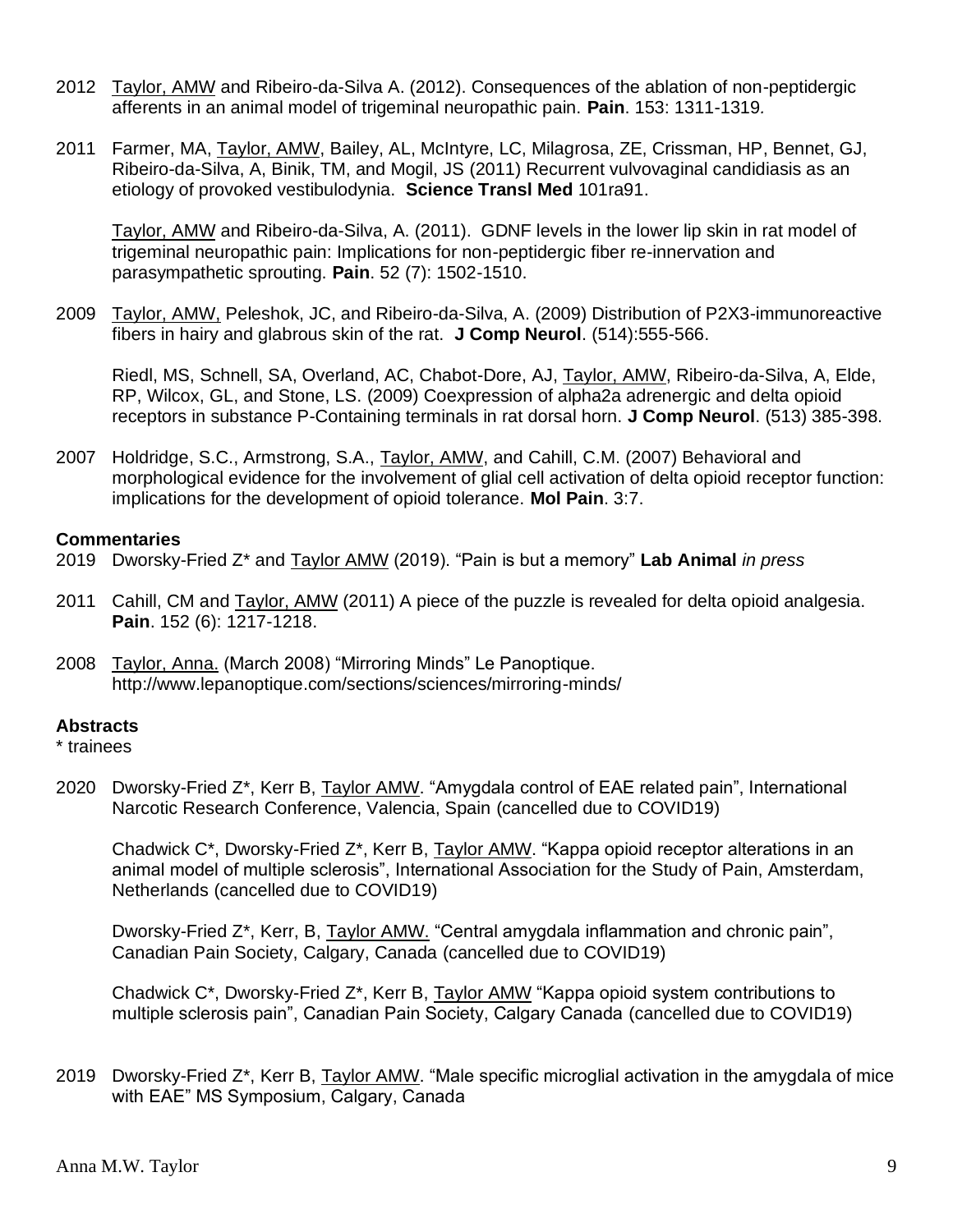2012 Taylor, AMW and Ribeiro-da-Silva A. (2012). Consequences of the ablation of non-peptidergic afferents in an animal model of trigeminal neuropathic pain. **Pain**. 153: 1311-1319.

2011 Farmer, MA, Taylor, AMW, Bailey, AL, McIntyre, LC, Milagrosa, ZE, Crissman, HP, Bennet, GJ, Ribeiro-da-Silva, A, Binik, TM, and Mogil, JS (2011) Recurrent vulvovaginal candidiasis as an etiology of provoked vestibulodynia. **Science Transl Med** 101ra91.

Taylor, AMW and Ribeiro-da-Silva, A. (2011). GDNF levels in the lower lip skin in rat model of trigeminal neuropathic pain: Implications for non-peptidergic fiber re-innervation and parasympathetic sprouting. **Pain**. 52 (7): 1502-1510.

2009 Taylor, AMW, Peleshok, JC, and Ribeiro-da-Silva, A. (2009) Distribution of P2X3-immunoreactive fibers in hairy and glabrous skin of the rat. **J Comp Neurol**. (514):555-566.

Riedl, MS, Schnell, SA, Overland, AC, Chabot-Dore, AJ, Taylor, AMW, Ribeiro-da-Silva, A, Elde, RP, Wilcox, GL, and Stone, LS. (2009) Coexpression of alpha2a adrenergic and delta opioid receptors in substance P-Containing terminals in rat dorsal horn. **J Comp Neurol**. (513) 385-398.

2007 Holdridge, S.C., Armstrong, S.A., Taylor, AMW, and Cahill, C.M. (2007) Behavioral and morphological evidence for the involvement of glial cell activation of delta opioid receptor function: implications for the development of opioid tolerance. **Mol Pain**. 3:7.

**Commentaries**

2019 Dworsky-Fried Z* and Taylor AMW (2019). "Pain is but a memory" **Lab Animal** *in press*

2011 Cahill, CM and Taylor, AMW (2011) A piece of the puzzle is revealed for delta opioid analgesia. **Pain**. 152 (6): 1217-1218.

2008 Taylor, Anna. (March 2008) "Mirroring Minds" Le Panoptique. http://www.lepanoptique.com/sections/sciences/mirroring-minds/

**Abstracts**

* trainees

2020 Dworsky-Fried Z*, Kerr B, Taylor AMW. "Amygdala control of EAE related pain", International Narcotic Research Conference, Valencia, Spain (cancelled due to COVID19)

Chadwick C*, Dworsky-Fried Z*, Kerr B, Taylor AMW. "Kappa opioid receptor alterations in an animal model of multiple sclerosis", International Association for the Study of Pain, Amsterdam, Netherlands (cancelled due to COVID19)

Dworsky-Fried Z*, Kerr, B, Taylor AMW. "Central amygdala inflammation and chronic pain", Canadian Pain Society, Calgary, Canada (cancelled due to COVID19)

Chadwick C*, Dworsky-Fried Z*, Kerr B, Taylor AMW "Kappa opioid system contributions to multiple sclerosis pain", Canadian Pain Society, Calgary Canada (cancelled due to COVID19)

2019 Dworsky-Fried Z*, Kerr B, Taylor AMW. "Male specific microglial activation in the amygdala of mice with EAE" MS Symposium, Calgary, Canada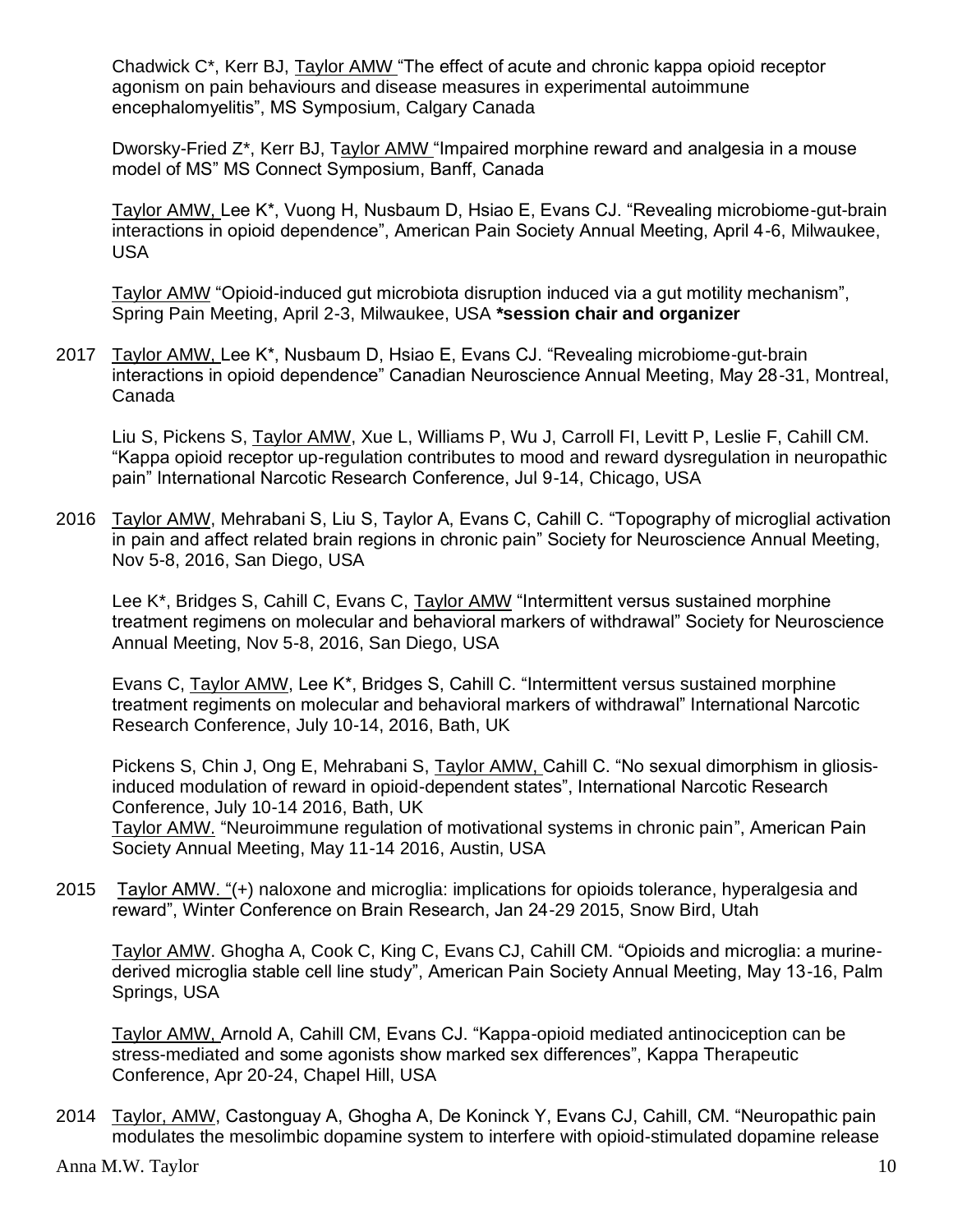Chadwick C*, Kerr BJ, Taylor AMW "The effect of acute and chronic kappa opioid receptor agonism on pain behaviours and disease measures in experimental autoimmune encephalomyelitis", MS Symposium, Calgary Canada

Dworsky-Fried Z*, Kerr BJ, Taylor AMW "Impaired morphine reward and analgesia in a mouse model of MS" MS Connect Symposium, Banff, Canada

Taylor AMW, Lee K*, Vuong H, Nusbaum D, Hsiao E, Evans CJ. "Revealing microbiome-gut-brain interactions in opioid dependence", American Pain Society Annual Meeting, April 4-6, Milwaukee, USA

Taylor AMW "Opioid-induced gut microbiota disruption induced via a gut motility mechanism", Spring Pain Meeting, April 2-3, Milwaukee, USA **\*session chair and organizer**

2017 Taylor AMW, Lee K*, Nusbaum D, Hsiao E, Evans CJ. "Revealing microbiome-gut-brain interactions in opioid dependence" Canadian Neuroscience Annual Meeting, May 28-31, Montreal, Canada

Liu S, Pickens S, Taylor AMW, Xue L, Williams P, Wu J, Carroll FI, Levitt P, Leslie F, Cahill CM. "Kappa opioid receptor up-regulation contributes to mood and reward dysregulation in neuropathic pain" International Narcotic Research Conference, Jul 9-14, Chicago, USA

2016 Taylor AMW, Mehrabani S, Liu S, Taylor A, Evans C, Cahill C. "Topography of microglial activation in pain and affect related brain regions in chronic pain" Society for Neuroscience Annual Meeting, Nov 5-8, 2016, San Diego, USA

Lee K*, Bridges S, Cahill C, Evans C, Taylor AMW "Intermittent versus sustained morphine treatment regimens on molecular and behavioral markers of withdrawal" Society for Neuroscience Annual Meeting, Nov 5-8, 2016, San Diego, USA

Evans C, Taylor AMW, Lee K*, Bridges S, Cahill C. "Intermittent versus sustained morphine treatment regiments on molecular and behavioral markers of withdrawal" International Narcotic Research Conference, July 10-14, 2016, Bath, UK

Pickens S, Chin J, Ong E, Mehrabani S, Taylor AMW, Cahill C. "No sexual dimorphism in gliosis-induced modulation of reward in opioid-dependent states", International Narcotic Research Conference, July 10-14 2016, Bath, UK

Taylor AMW. "Neuroimmune regulation of motivational systems in chronic pain", American Pain Society Annual Meeting, May 11-14 2016, Austin, USA

2015 Taylor AMW. "(+) naloxone and microglia: implications for opioids tolerance, hyperalgesia and reward", Winter Conference on Brain Research, Jan 24-29 2015, Snow Bird, Utah

Taylor AMW. Ghogha A, Cook C, King C, Evans CJ, Cahill CM. "Opioids and microglia: a murine-derived microglia stable cell line study", American Pain Society Annual Meeting, May 13-16, Palm Springs, USA

Taylor AMW, Arnold A, Cahill CM, Evans CJ. "Kappa-opioid mediated antinociception can be stress-mediated and some agonists show marked sex differences", Kappa Therapeutic Conference, Apr 20-24, Chapel Hill, USA

2014 Taylor, AMW, Castonguay A, Ghogha A, De Koninck Y, Evans CJ, Cahill, CM. "Neuropathic pain modulates the mesolimbic dopamine system to interfere with opioid-stimulated dopamine release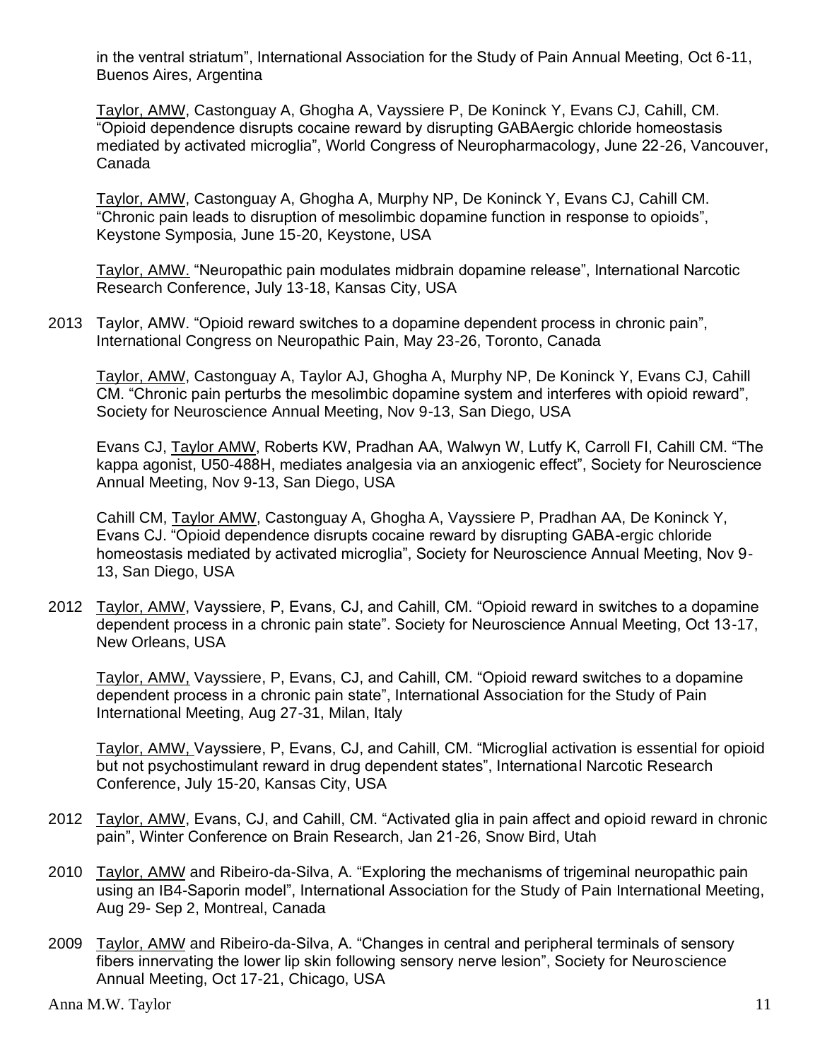in the ventral striatum", International Association for the Study of Pain Annual Meeting, Oct 6-11, Buenos Aires, Argentina

Taylor, AMW, Castonguay A, Ghogha A, Vayssiere P, De Koninck Y, Evans CJ, Cahill, CM. "Opioid dependence disrupts cocaine reward by disrupting GABAergic chloride homeostasis mediated by activated microglia", World Congress of Neuropharmacology, June 22-26, Vancouver, Canada

Taylor, AMW, Castonguay A, Ghogha A, Murphy NP, De Koninck Y, Evans CJ, Cahill CM. "Chronic pain leads to disruption of mesolimbic dopamine function in response to opioids", Keystone Symposia, June 15-20, Keystone, USA

Taylor, AMW. "Neuropathic pain modulates midbrain dopamine release", International Narcotic Research Conference, July 13-18, Kansas City, USA

2013 Taylor, AMW. "Opioid reward switches to a dopamine dependent process in chronic pain", International Congress on Neuropathic Pain, May 23-26, Toronto, Canada

Taylor, AMW, Castonguay A, Taylor AJ, Ghogha A, Murphy NP, De Koninck Y, Evans CJ, Cahill CM. "Chronic pain perturbs the mesolimbic dopamine system and interferes with opioid reward", Society for Neuroscience Annual Meeting, Nov 9-13, San Diego, USA

Evans CJ, Taylor AMW, Roberts KW, Pradhan AA, Walwyn W, Lutfy K, Carroll FI, Cahill CM. "The kappa agonist, U50-488H, mediates analgesia via an anxiogenic effect", Society for Neuroscience Annual Meeting, Nov 9-13, San Diego, USA

Cahill CM, Taylor AMW, Castonguay A, Ghogha A, Vayssiere P, Pradhan AA, De Koninck Y, Evans CJ. "Opioid dependence disrupts cocaine reward by disrupting GABA-ergic chloride homeostasis mediated by activated microglia", Society for Neuroscience Annual Meeting, Nov 9-13, San Diego, USA

2012 Taylor, AMW, Vayssiere, P, Evans, CJ, and Cahill, CM. "Opioid reward in switches to a dopamine dependent process in a chronic pain state". Society for Neuroscience Annual Meeting, Oct 13-17, New Orleans, USA

Taylor, AMW, Vayssiere, P, Evans, CJ, and Cahill, CM. "Opioid reward switches to a dopamine dependent process in a chronic pain state", International Association for the Study of Pain International Meeting, Aug 27-31, Milan, Italy

Taylor, AMW, Vayssiere, P, Evans, CJ, and Cahill, CM. "Microglial activation is essential for opioid but not psychostimulant reward in drug dependent states", International Narcotic Research Conference, July 15-20, Kansas City, USA

2012 Taylor, AMW, Evans, CJ, and Cahill, CM. "Activated glia in pain affect and opioid reward in chronic pain", Winter Conference on Brain Research, Jan 21-26, Snow Bird, Utah

2010 Taylor, AMW and Ribeiro-da-Silva, A. "Exploring the mechanisms of trigeminal neuropathic pain using an IB4-Saporin model", International Association for the Study of Pain International Meeting, Aug 29- Sep 2, Montreal, Canada

2009 Taylor, AMW and Ribeiro-da-Silva, A. "Changes in central and peripheral terminals of sensory fibers innervating the lower lip skin following sensory nerve lesion", Society for Neuroscience Annual Meeting, Oct 17-21, Chicago, USA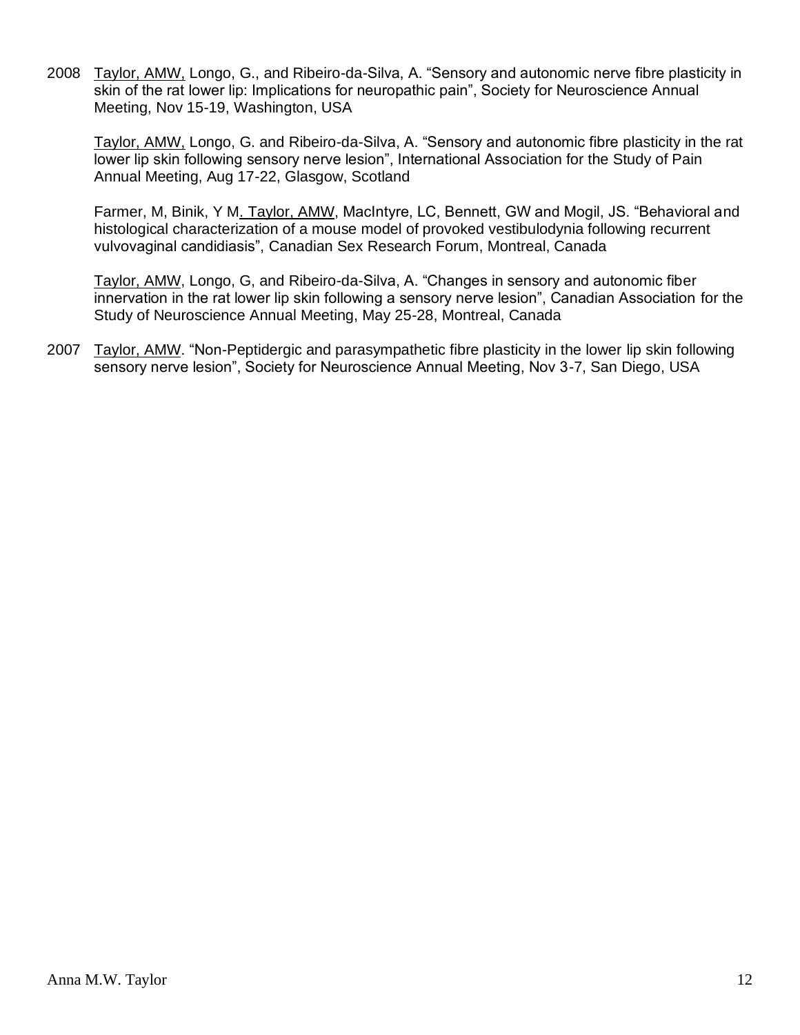2008 Taylor, AMW, Longo, G., and Ribeiro-da-Silva, A. "Sensory and autonomic nerve fibre plasticity in skin of the rat lower lip: Implications for neuropathic pain", Society for Neuroscience Annual Meeting, Nov 15-19, Washington, USA

Taylor, AMW, Longo, G. and Ribeiro-da-Silva, A. "Sensory and autonomic fibre plasticity in the rat lower lip skin following sensory nerve lesion", International Association for the Study of Pain Annual Meeting, Aug 17-22, Glasgow, Scotland

Farmer, M, Binik, Y M. Taylor, AMW, MacIntyre, LC, Bennett, GW and Mogil, JS. "Behavioral and histological characterization of a mouse model of provoked vestibulodynia following recurrent vulvovaginal candidiasis", Canadian Sex Research Forum, Montreal, Canada

Taylor, AMW, Longo, G, and Ribeiro-da-Silva, A. "Changes in sensory and autonomic fiber innervation in the rat lower lip skin following a sensory nerve lesion", Canadian Association for the Study of Neuroscience Annual Meeting, May 25-28, Montreal, Canada

2007 Taylor, AMW. "Non-Peptidergic and parasympathetic fibre plasticity in the lower lip skin following sensory nerve lesion", Society for Neuroscience Annual Meeting, Nov 3-7, San Diego, USA